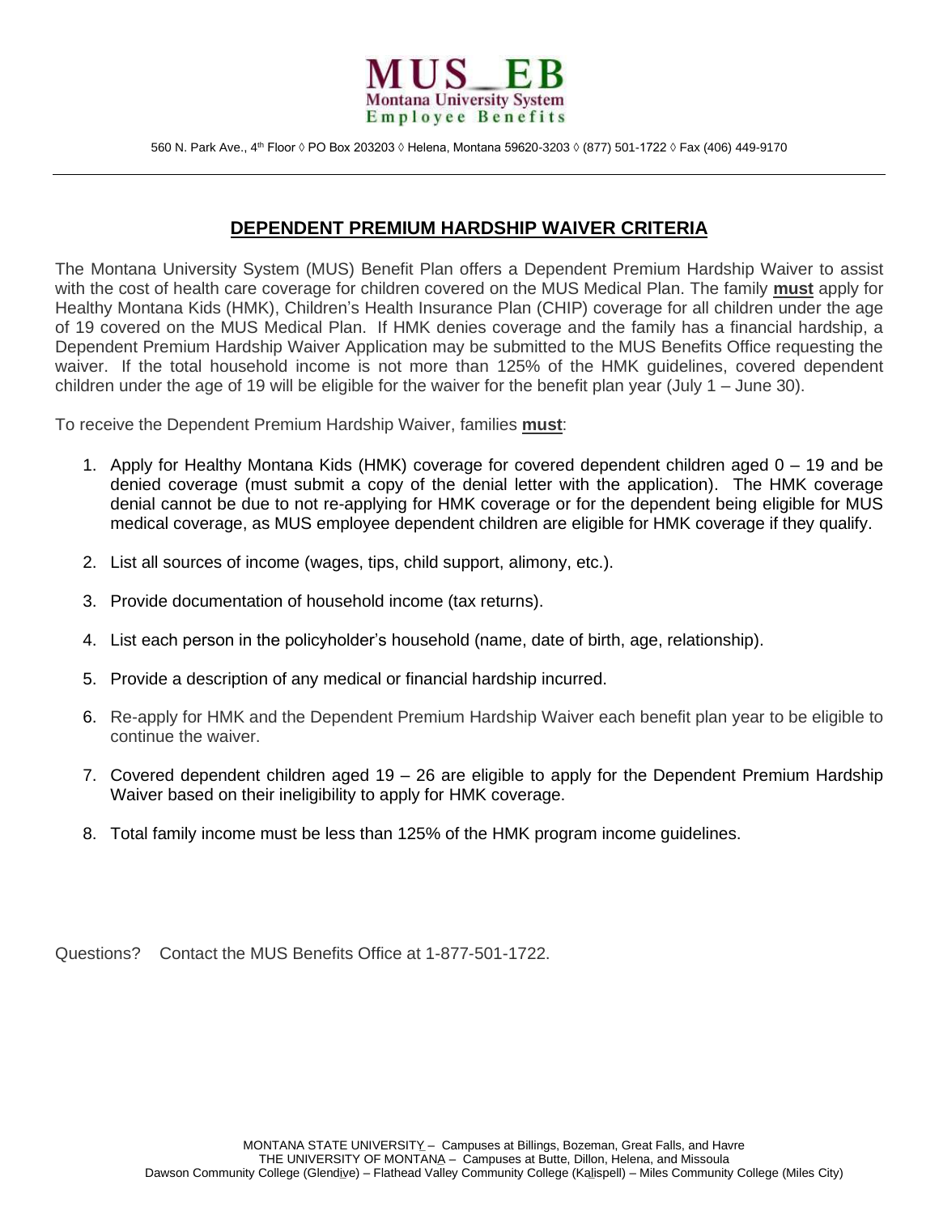**MUS_EB**
**Montana University System**
**Employee Benefits**

560 N. Park Ave., 4th Floor ◊ PO Box 203203 ◊ Helena, Montana 59620-3203 ◊ (877) 501-1722 ◊ Fax (406) 449-9170

---

## DEPENDENT PREMIUM HARDSHIP WAIVER CRITERIA

The Montana University System (MUS) Benefit Plan offers a Dependent Premium Hardship Waiver to assist with the cost of health care coverage for children covered on the MUS Medical Plan. The family **must** apply for Healthy Montana Kids (HMK), Children's Health Insurance Plan (CHIP) coverage for all children under the age of 19 covered on the MUS Medical Plan. If HMK denies coverage and the family has a financial hardship, a Dependent Premium Hardship Waiver Application may be submitted to the MUS Benefits Office requesting the waiver. If the total household income is not more than 125% of the HMK guidelines, covered dependent children under the age of 19 will be eligible for the waiver for the benefit plan year (July 1 – June 30).

To receive the Dependent Premium Hardship Waiver, families **must**:

1. Apply for Healthy Montana Kids (HMK) coverage for covered dependent children aged 0 – 19 and be denied coverage (must submit a copy of the denial letter with the application). The HMK coverage denial cannot be due to not re-applying for HMK coverage or for the dependent being eligible for MUS medical coverage, as MUS employee dependent children are eligible for HMK coverage if they qualify.
2. List all sources of income (wages, tips, child support, alimony, etc.).
3. Provide documentation of household income (tax returns).
4. List each person in the policyholder's household (name, date of birth, age, relationship).
5. Provide a description of any medical or financial hardship incurred.
6. Re-apply for HMK and the Dependent Premium Hardship Waiver each benefit plan year to be eligible to continue the waiver.
7. Covered dependent children aged 19 – 26 are eligible to apply for the Dependent Premium Hardship Waiver based on their ineligibility to apply for HMK coverage.
8. Total family income must be less than 125% of the HMK program income guidelines.

Questions? Contact the MUS Benefits Office at 1-877-501-1722.

MONTANA STATE UNIVERSITY – Campuses at Billings, Bozeman, Great Falls, and Havre
THE UNIVERSITY OF MONTANA – Campuses at Butte, Dillon, Helena, and Missoula
Dawson Community College (Glendive) – Flathead Valley Community College (Kalispell) – Miles Community College (Miles City)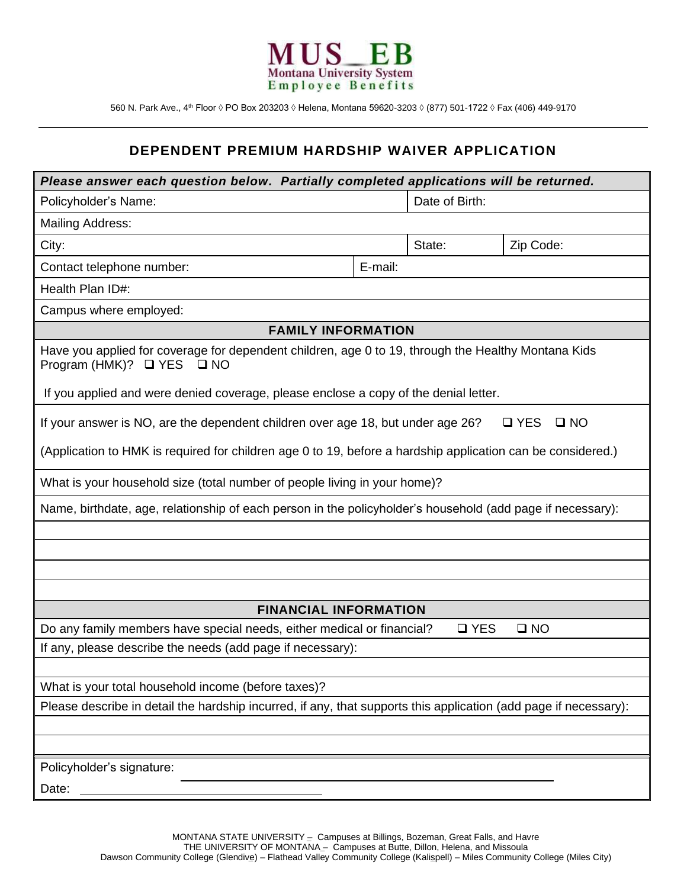# MUS_EB

Montana University System

Employee Benefits

560 N. Park Ave., 4th Floor ◊ PO Box 203203 ◊ Helena, Montana 59620-3203 ◊ (877) 501-1722 ◊ Fax (406) 449-9170

## DEPENDENT PREMIUM HARDSHIP WAIVER APPLICATION

***Please answer each question below. Partially completed applications will be returned.***

| | | | |
|---|---|---|---|
| Policyholder's Name: | | Date of Birth: | |
| Mailing Address: | | | |
| City: | | State: | Zip Code: |
| Contact telephone number: | E-mail: | | |
| Health Plan ID#: | | | |
| Campus where employed: | | | |

### FAMILY INFORMATION

Have you applied for coverage for dependent children, age 0 to 19, through the Healthy Montana Kids Program (HMK)? ❑ YES ❑ NO

If you applied and were denied coverage, please enclose a copy of the denial letter.

If your answer is NO, are the dependent children over age 18, but under age 26? ❑ YES ❑ NO

(Application to HMK is required for children age 0 to 19, before a hardship application can be considered.)

What is your household size (total number of people living in your home)?

Name, birthdate, age, relationship of each person in the policyholder's household (add page if necessary):

### FINANCIAL INFORMATION

Do any family members have special needs, either medical or financial? ❑ YES ❑ NO

If any, please describe the needs (add page if necessary):

What is your total household income (before taxes)?

Please describe in detail the hardship incurred, if any, that supports this application (add page if necessary):

Policyholder's signature: ______________________________

Date: ______________________

MONTANA STATE UNIVERSITY – Campuses at Billings, Bozeman, Great Falls, and Havre
THE UNIVERSITY OF MONTANA – Campuses at Butte, Dillon, Helena, and Missoula
Dawson Community College (Glendive) – Flathead Valley Community College (Kalispell) – Miles Community College (Miles City)